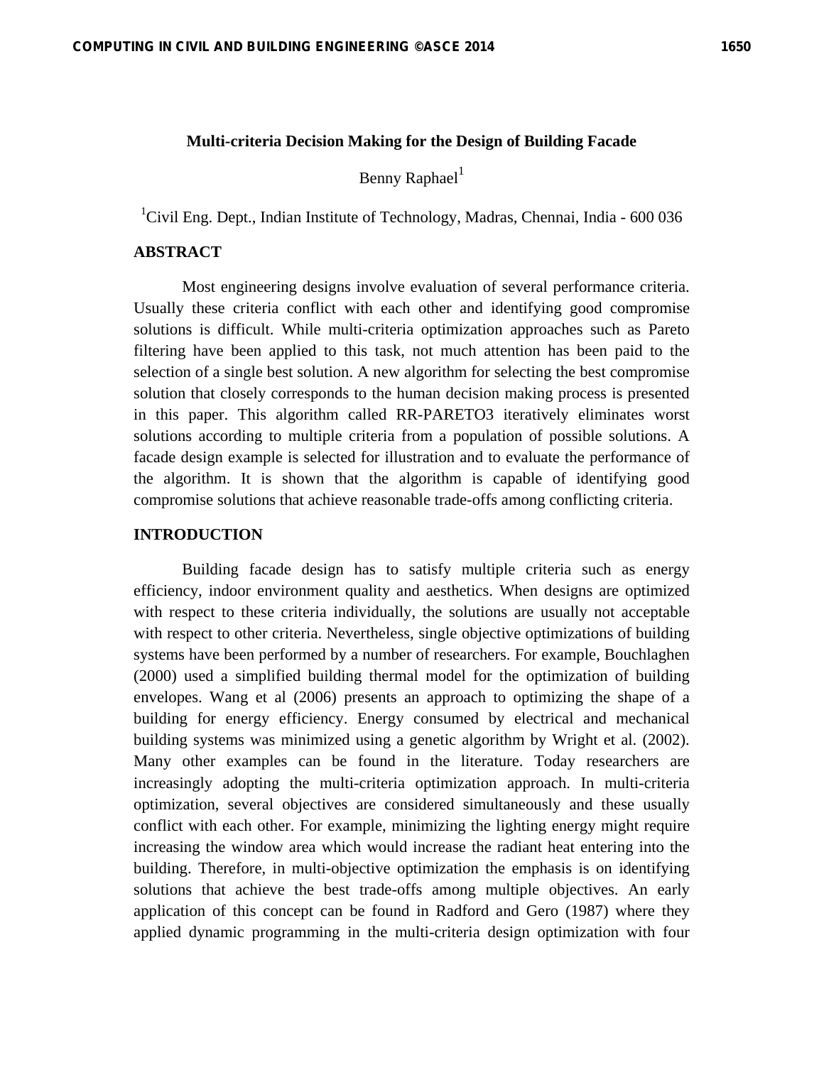# Multi-criteria Decision Making for the Design of Building Facade

Benny Raphael[1]

[1]Civil Eng. Dept., Indian Institute of Technology, Madras, Chennai, India - 600 036

## ABSTRACT

Most engineering designs involve evaluation of several performance criteria. Usually these criteria conflict with each other and identifying good compromise solutions is difficult. While multi-criteria optimization approaches such as Pareto filtering have been applied to this task, not much attention has been paid to the selection of a single best solution. A new algorithm for selecting the best compromise solution that closely corresponds to the human decision making process is presented in this paper. This algorithm called RR-PARETO3 iteratively eliminates worst solutions according to multiple criteria from a population of possible solutions. A facade design example is selected for illustration and to evaluate the performance of the algorithm. It is shown that the algorithm is capable of identifying good compromise solutions that achieve reasonable trade-offs among conflicting criteria.

## INTRODUCTION

Building facade design has to satisfy multiple criteria such as energy efficiency, indoor environment quality and aesthetics. When designs are optimized with respect to these criteria individually, the solutions are usually not acceptable with respect to other criteria. Nevertheless, single objective optimizations of building systems have been performed by a number of researchers. For example, Bouchlaghen (2000) used a simplified building thermal model for the optimization of building envelopes. Wang et al (2006) presents an approach to optimizing the shape of a building for energy efficiency. Energy consumed by electrical and mechanical building systems was minimized using a genetic algorithm by Wright et al. (2002). Many other examples can be found in the literature. Today researchers are increasingly adopting the multi-criteria optimization approach. In multi-criteria optimization, several objectives are considered simultaneously and these usually conflict with each other. For example, minimizing the lighting energy might require increasing the window area which would increase the radiant heat entering into the building. Therefore, in multi-objective optimization the emphasis is on identifying solutions that achieve the best trade-offs among multiple objectives. An early application of this concept can be found in Radford and Gero (1987) where they applied dynamic programming in the multi-criteria design optimization with four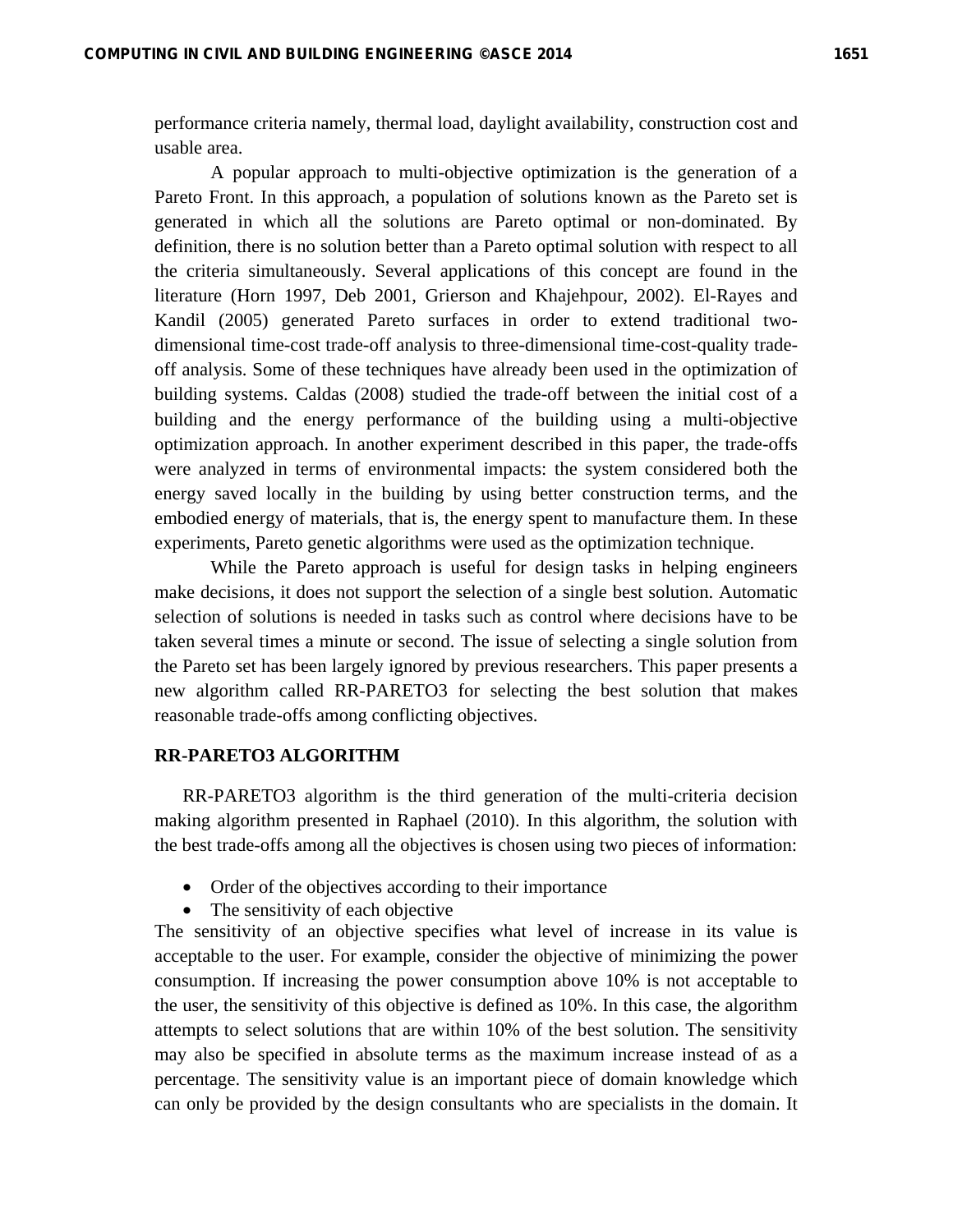performance criteria namely, thermal load, daylight availability, construction cost and usable area.

A popular approach to multi-objective optimization is the generation of a Pareto Front. In this approach, a population of solutions known as the Pareto set is generated in which all the solutions are Pareto optimal or non-dominated. By definition, there is no solution better than a Pareto optimal solution with respect to all the criteria simultaneously. Several applications of this concept are found in the literature (Horn 1997, Deb 2001, Grierson and Khajehpour, 2002). El-Rayes and Kandil (2005) generated Pareto surfaces in order to extend traditional two-dimensional time-cost trade-off analysis to three-dimensional time-cost-quality trade-off analysis. Some of these techniques have already been used in the optimization of building systems. Caldas (2008) studied the trade-off between the initial cost of a building and the energy performance of the building using a multi-objective optimization approach. In another experiment described in this paper, the trade-offs were analyzed in terms of environmental impacts: the system considered both the energy saved locally in the building by using better construction terms, and the embodied energy of materials, that is, the energy spent to manufacture them. In these experiments, Pareto genetic algorithms were used as the optimization technique.

While the Pareto approach is useful for design tasks in helping engineers make decisions, it does not support the selection of a single best solution. Automatic selection of solutions is needed in tasks such as control where decisions have to be taken several times a minute or second. The issue of selecting a single solution from the Pareto set has been largely ignored by previous researchers. This paper presents a new algorithm called RR-PARETO3 for selecting the best solution that makes reasonable trade-offs among conflicting objectives.

## RR-PARETO3 ALGORITHM

RR-PARETO3 algorithm is the third generation of the multi-criteria decision making algorithm presented in Raphael (2010). In this algorithm, the solution with the best trade-offs among all the objectives is chosen using two pieces of information:

- Order of the objectives according to their importance
- The sensitivity of each objective

The sensitivity of an objective specifies what level of increase in its value is acceptable to the user. For example, consider the objective of minimizing the power consumption. If increasing the power consumption above 10% is not acceptable to the user, the sensitivity of this objective is defined as 10%. In this case, the algorithm attempts to select solutions that are within 10% of the best solution. The sensitivity may also be specified in absolute terms as the maximum increase instead of as a percentage. The sensitivity value is an important piece of domain knowledge which can only be provided by the design consultants who are specialists in the domain. It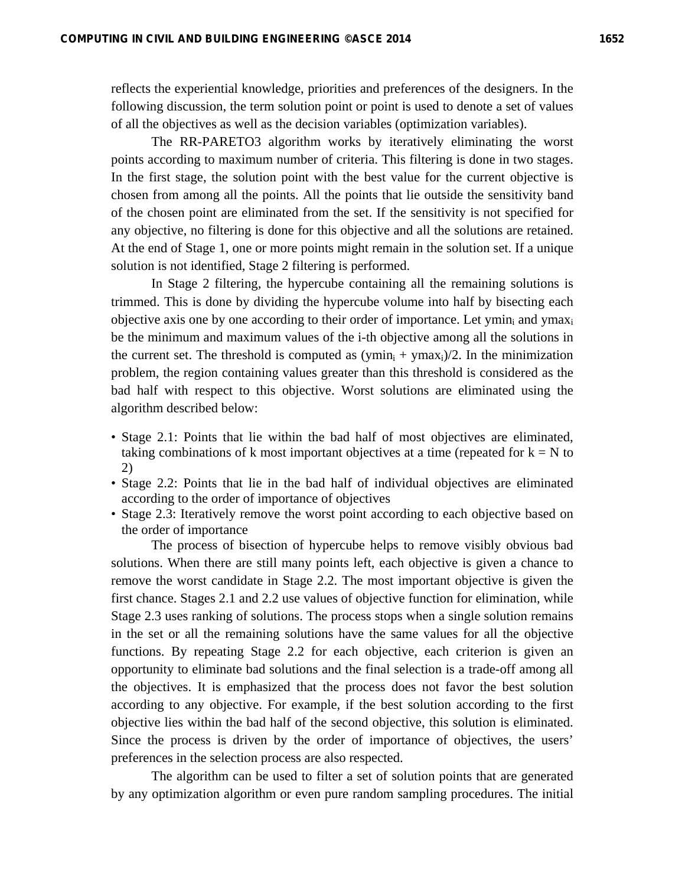reflects the experiential knowledge, priorities and preferences of the designers. In the following discussion, the term solution point or point is used to denote a set of values of all the objectives as well as the decision variables (optimization variables).

The RR-PARETO3 algorithm works by iteratively eliminating the worst points according to maximum number of criteria. This filtering is done in two stages. In the first stage, the solution point with the best value for the current objective is chosen from among all the points. All the points that lie outside the sensitivity band of the chosen point are eliminated from the set. If the sensitivity is not specified for any objective, no filtering is done for this objective and all the solutions are retained. At the end of Stage 1, one or more points might remain in the solution set. If a unique solution is not identified, Stage 2 filtering is performed.

In Stage 2 filtering, the hypercube containing all the remaining solutions is trimmed. This is done by dividing the hypercube volume into half by bisecting each objective axis one by one according to their order of importance. Let $ymin_i$ and $ymax_i$ be the minimum and maximum values of the i-th objective among all the solutions in the current set. The threshold is computed as $(ymin_i + ymax_i)/2$. In the minimization problem, the region containing values greater than this threshold is considered as the bad half with respect to this objective. Worst solutions are eliminated using the algorithm described below:

- Stage 2.1: Points that lie within the bad half of most objectives are eliminated, taking combinations of k most important objectives at a time (repeated for $k = N$ to 2)
- Stage 2.2: Points that lie in the bad half of individual objectives are eliminated according to the order of importance of objectives
- Stage 2.3: Iteratively remove the worst point according to each objective based on the order of importance

The process of bisection of hypercube helps to remove visibly obvious bad solutions. When there are still many points left, each objective is given a chance to remove the worst candidate in Stage 2.2. The most important objective is given the first chance. Stages 2.1 and 2.2 use values of objective function for elimination, while Stage 2.3 uses ranking of solutions. The process stops when a single solution remains in the set or all the remaining solutions have the same values for all the objective functions. By repeating Stage 2.2 for each objective, each criterion is given an opportunity to eliminate bad solutions and the final selection is a trade-off among all the objectives. It is emphasized that the process does not favor the best solution according to any objective. For example, if the best solution according to the first objective lies within the bad half of the second objective, this solution is eliminated. Since the process is driven by the order of importance of objectives, the users' preferences in the selection process are also respected.

The algorithm can be used to filter a set of solution points that are generated by any optimization algorithm or even pure random sampling procedures. The initial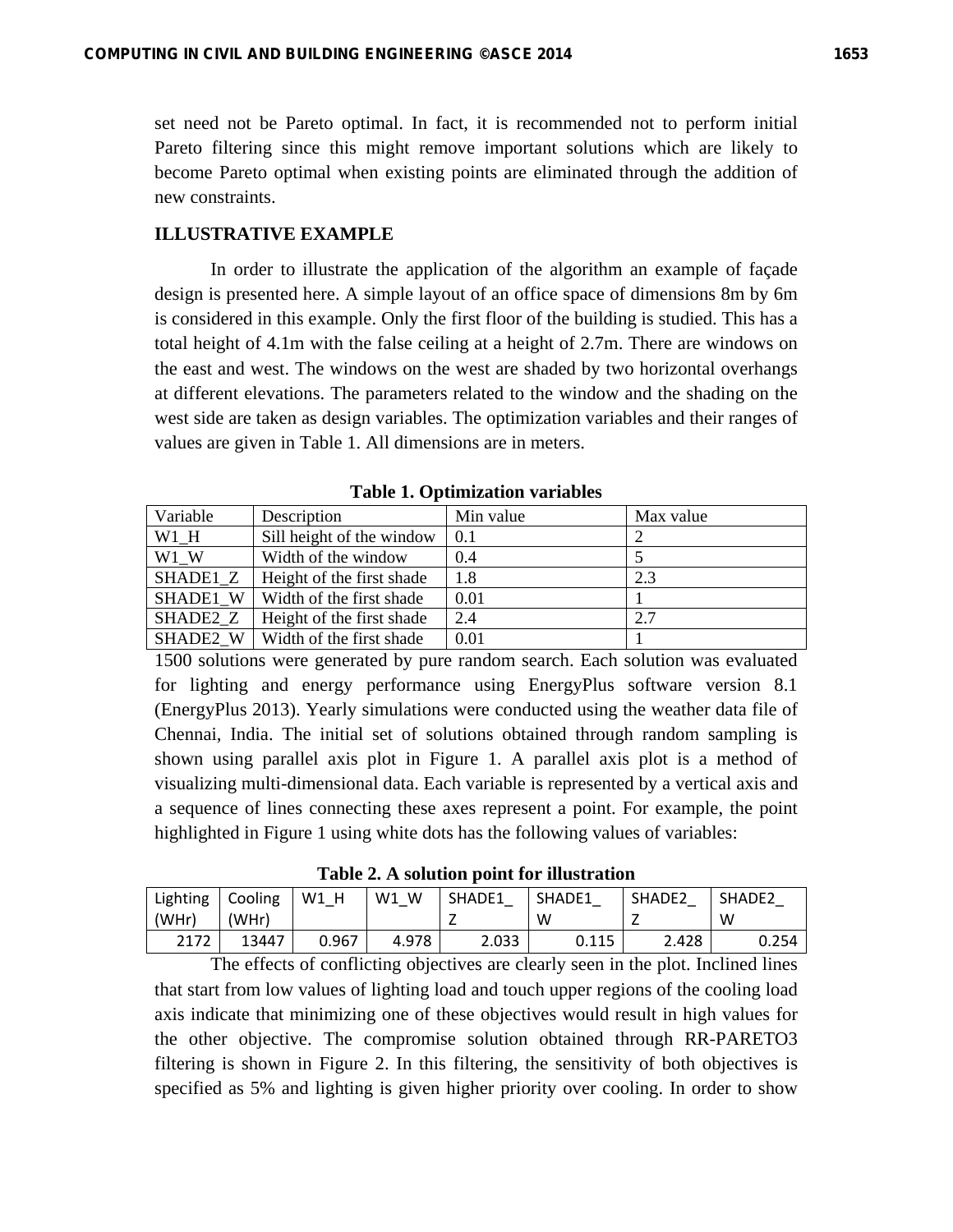set need not be Pareto optimal. In fact, it is recommended not to perform initial Pareto filtering since this might remove important solutions which are likely to become Pareto optimal when existing points are eliminated through the addition of new constraints.

## ILLUSTRATIVE EXAMPLE

In order to illustrate the application of the algorithm an example of façade design is presented here. A simple layout of an office space of dimensions 8m by 6m is considered in this example. Only the first floor of the building is studied. This has a total height of 4.1m with the false ceiling at a height of 2.7m. There are windows on the east and west. The windows on the west are shaded by two horizontal overhangs at different elevations. The parameters related to the window and the shading on the west side are taken as design variables. The optimization variables and their ranges of values are given in Table 1. All dimensions are in meters.

**Table 1. Optimization variables**

| Variable | Description | Min value | Max value |
|---|---|---|---|
| W1_H | Sill height of the window | 0.1 | 2 |
| W1_W | Width of the window | 0.4 | 5 |
| SHADE1_Z | Height of the first shade | 1.8 | 2.3 |
| SHADE1_W | Width of the first shade | 0.01 | 1 |
| SHADE2_Z | Height of the first shade | 2.4 | 2.7 |
| SHADE2_W | Width of the first shade | 0.01 | 1 |

1500 solutions were generated by pure random search. Each solution was evaluated for lighting and energy performance using EnergyPlus software version 8.1 (EnergyPlus 2013). Yearly simulations were conducted using the weather data file of Chennai, India. The initial set of solutions obtained through random sampling is shown using parallel axis plot in Figure 1. A parallel axis plot is a method of visualizing multi-dimensional data. Each variable is represented by a vertical axis and a sequence of lines connecting these axes represent a point. For example, the point highlighted in Figure 1 using white dots has the following values of variables:

**Table 2. A solution point for illustration**

| Lighting (WHr) | Cooling (WHr) | W1_H | W1_W | SHADE1_Z | SHADE1_W | SHADE2_Z | SHADE2_W |
|---|---|---|---|---|---|---|---|
| 2172 | 13447 | 0.967 | 4.978 | 2.033 | 0.115 | 2.428 | 0.254 |

The effects of conflicting objectives are clearly seen in the plot. Inclined lines that start from low values of lighting load and touch upper regions of the cooling load axis indicate that minimizing one of these objectives would result in high values for the other objective. The compromise solution obtained through RR-PARETO3 filtering is shown in Figure 2. In this filtering, the sensitivity of both objectives is specified as 5% and lighting is given higher priority over cooling. In order to show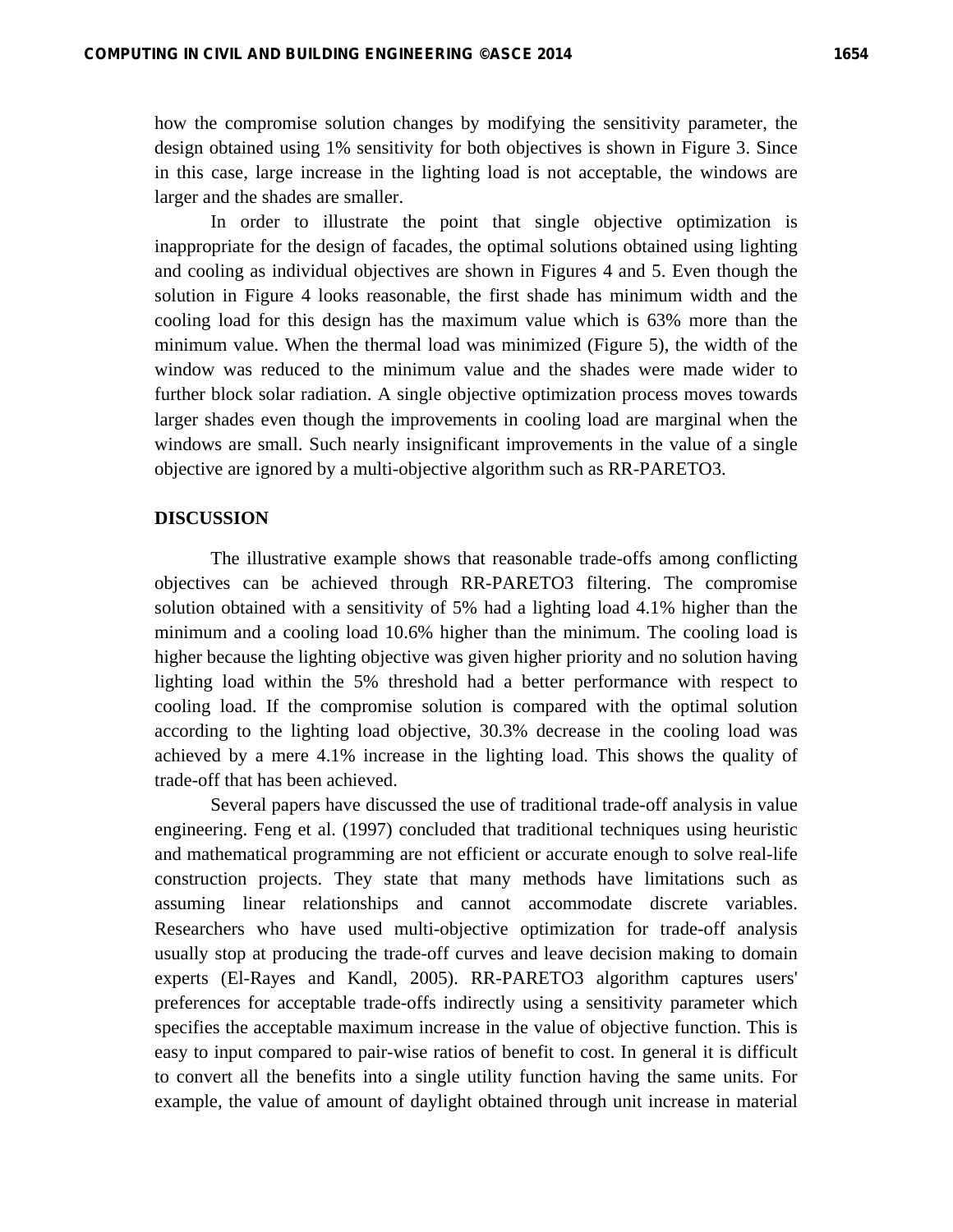how the compromise solution changes by modifying the sensitivity parameter, the design obtained using 1% sensitivity for both objectives is shown in Figure 3. Since in this case, large increase in the lighting load is not acceptable, the windows are larger and the shades are smaller.

In order to illustrate the point that single objective optimization is inappropriate for the design of facades, the optimal solutions obtained using lighting and cooling as individual objectives are shown in Figures 4 and 5. Even though the solution in Figure 4 looks reasonable, the first shade has minimum width and the cooling load for this design has the maximum value which is 63% more than the minimum value. When the thermal load was minimized (Figure 5), the width of the window was reduced to the minimum value and the shades were made wider to further block solar radiation. A single objective optimization process moves towards larger shades even though the improvements in cooling load are marginal when the windows are small. Such nearly insignificant improvements in the value of a single objective are ignored by a multi-objective algorithm such as RR-PARETO3.

## DISCUSSION

The illustrative example shows that reasonable trade-offs among conflicting objectives can be achieved through RR-PARETO3 filtering. The compromise solution obtained with a sensitivity of 5% had a lighting load 4.1% higher than the minimum and a cooling load 10.6% higher than the minimum. The cooling load is higher because the lighting objective was given higher priority and no solution having lighting load within the 5% threshold had a better performance with respect to cooling load. If the compromise solution is compared with the optimal solution according to the lighting load objective, 30.3% decrease in the cooling load was achieved by a mere 4.1% increase in the lighting load. This shows the quality of trade-off that has been achieved.

Several papers have discussed the use of traditional trade-off analysis in value engineering. Feng et al. (1997) concluded that traditional techniques using heuristic and mathematical programming are not efficient or accurate enough to solve real-life construction projects. They state that many methods have limitations such as assuming linear relationships and cannot accommodate discrete variables. Researchers who have used multi-objective optimization for trade-off analysis usually stop at producing the trade-off curves and leave decision making to domain experts (El-Rayes and Kandl, 2005). RR-PARETO3 algorithm captures users' preferences for acceptable trade-offs indirectly using a sensitivity parameter which specifies the acceptable maximum increase in the value of objective function. This is easy to input compared to pair-wise ratios of benefit to cost. In general it is difficult to convert all the benefits into a single utility function having the same units. For example, the value of amount of daylight obtained through unit increase in material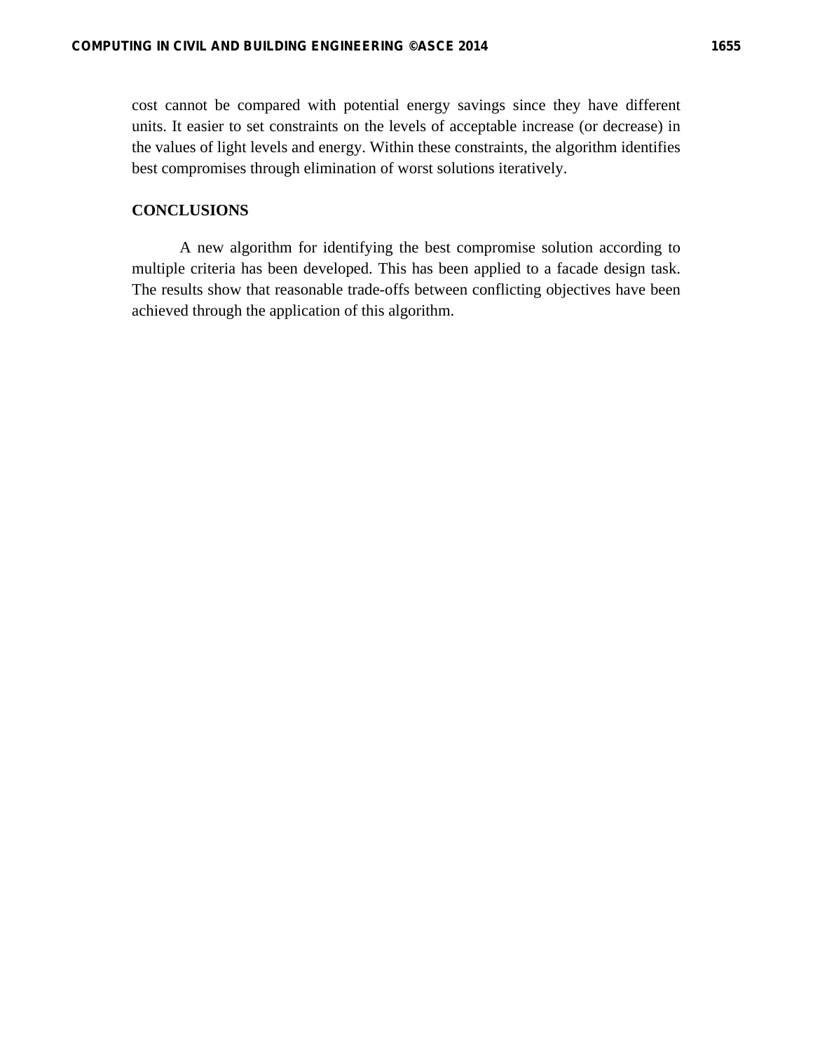cost cannot be compared with potential energy savings since they have different units. It easier to set constraints on the levels of acceptable increase (or decrease) in the values of light levels and energy. Within these constraints, the algorithm identifies best compromises through elimination of worst solutions iteratively.

## CONCLUSIONS

A new algorithm for identifying the best compromise solution according to multiple criteria has been developed. This has been applied to a facade design task. The results show that reasonable trade-offs between conflicting objectives have been achieved through the application of this algorithm.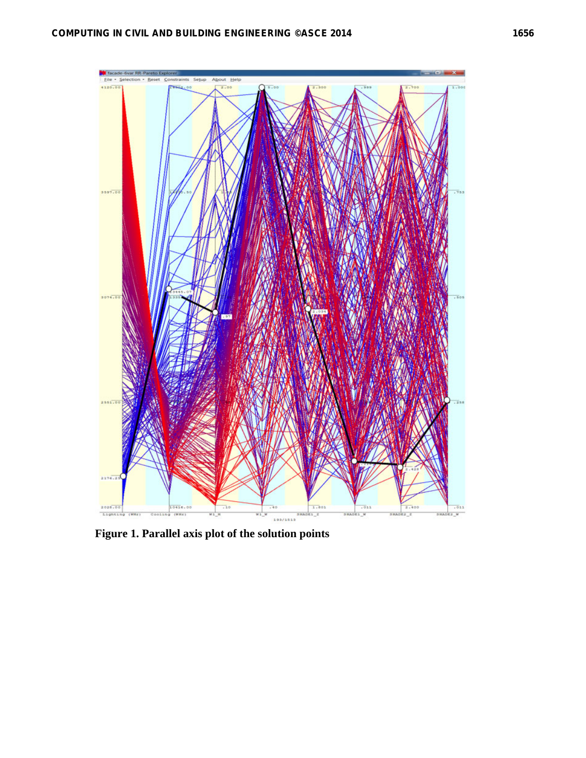**Figure 1. Parallel axis plot of the solution points**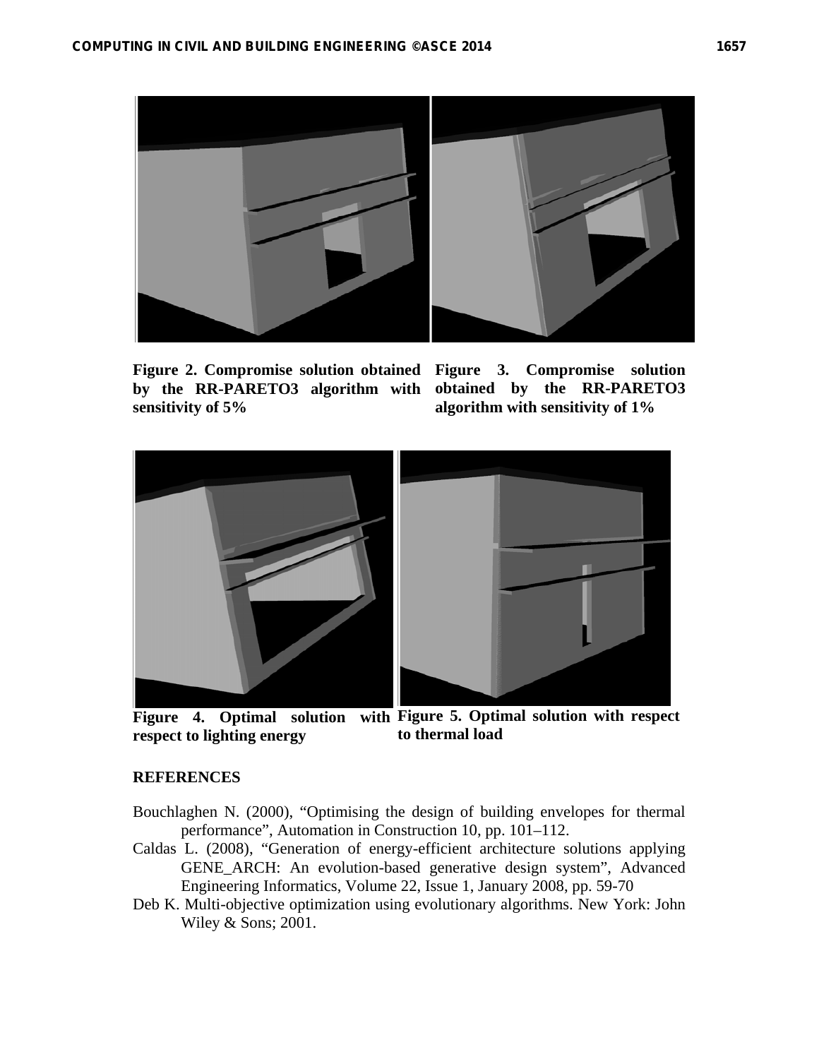**Figure 2. Compromise solution obtained by the RR-PARETO3 algorithm with sensitivity of 5%**

**Figure 3. Compromise solution obtained by the RR-PARETO3 algorithm with sensitivity of 1%**

**Figure 4. Optimal solution with respect to lighting energy**

**Figure 5. Optimal solution with respect to thermal load**

## REFERENCES

Bouchlaghen N. (2000), "Optimising the design of building envelopes for thermal performance", Automation in Construction 10, pp. 101–112.

Caldas L. (2008), "Generation of energy-efficient architecture solutions applying GENE_ARCH: An evolution-based generative design system", Advanced Engineering Informatics, Volume 22, Issue 1, January 2008, pp. 59-70

Deb K. Multi-objective optimization using evolutionary algorithms. New York: John Wiley & Sons; 2001.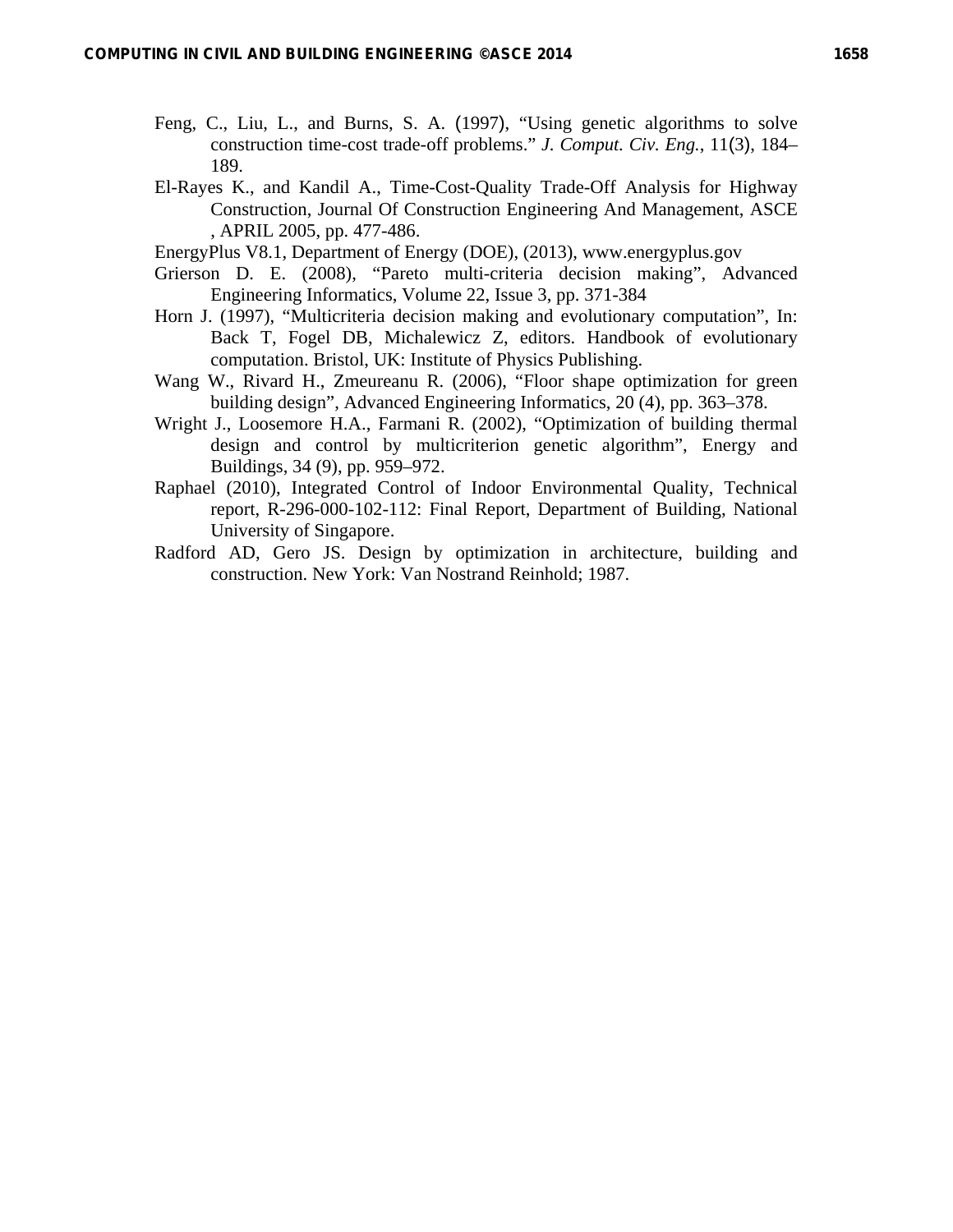Feng, C., Liu, L., and Burns, S. A. (1997), "Using genetic algorithms to solve construction time-cost trade-off problems." *J. Comput. Civ. Eng.*, 11(3), 184–189.

El-Rayes K., and Kandil A., Time-Cost-Quality Trade-Off Analysis for Highway Construction, Journal Of Construction Engineering And Management, ASCE , APRIL 2005, pp. 477-486.

EnergyPlus V8.1, Department of Energy (DOE), (2013), www.energyplus.gov

Grierson D. E. (2008), "Pareto multi-criteria decision making", Advanced Engineering Informatics, Volume 22, Issue 3, pp. 371-384

Horn J. (1997), "Multicriteria decision making and evolutionary computation", In: Back T, Fogel DB, Michalewicz Z, editors. Handbook of evolutionary computation. Bristol, UK: Institute of Physics Publishing.

Wang W., Rivard H., Zmeureanu R. (2006), "Floor shape optimization for green building design", Advanced Engineering Informatics, 20 (4), pp. 363–378.

Wright J., Loosemore H.A., Farmani R. (2002), "Optimization of building thermal design and control by multicriterion genetic algorithm", Energy and Buildings, 34 (9), pp. 959–972.

Raphael (2010), Integrated Control of Indoor Environmental Quality, Technical report, R-296-000-102-112: Final Report, Department of Building, National University of Singapore.

Radford AD, Gero JS. Design by optimization in architecture, building and construction. New York: Van Nostrand Reinhold; 1987.